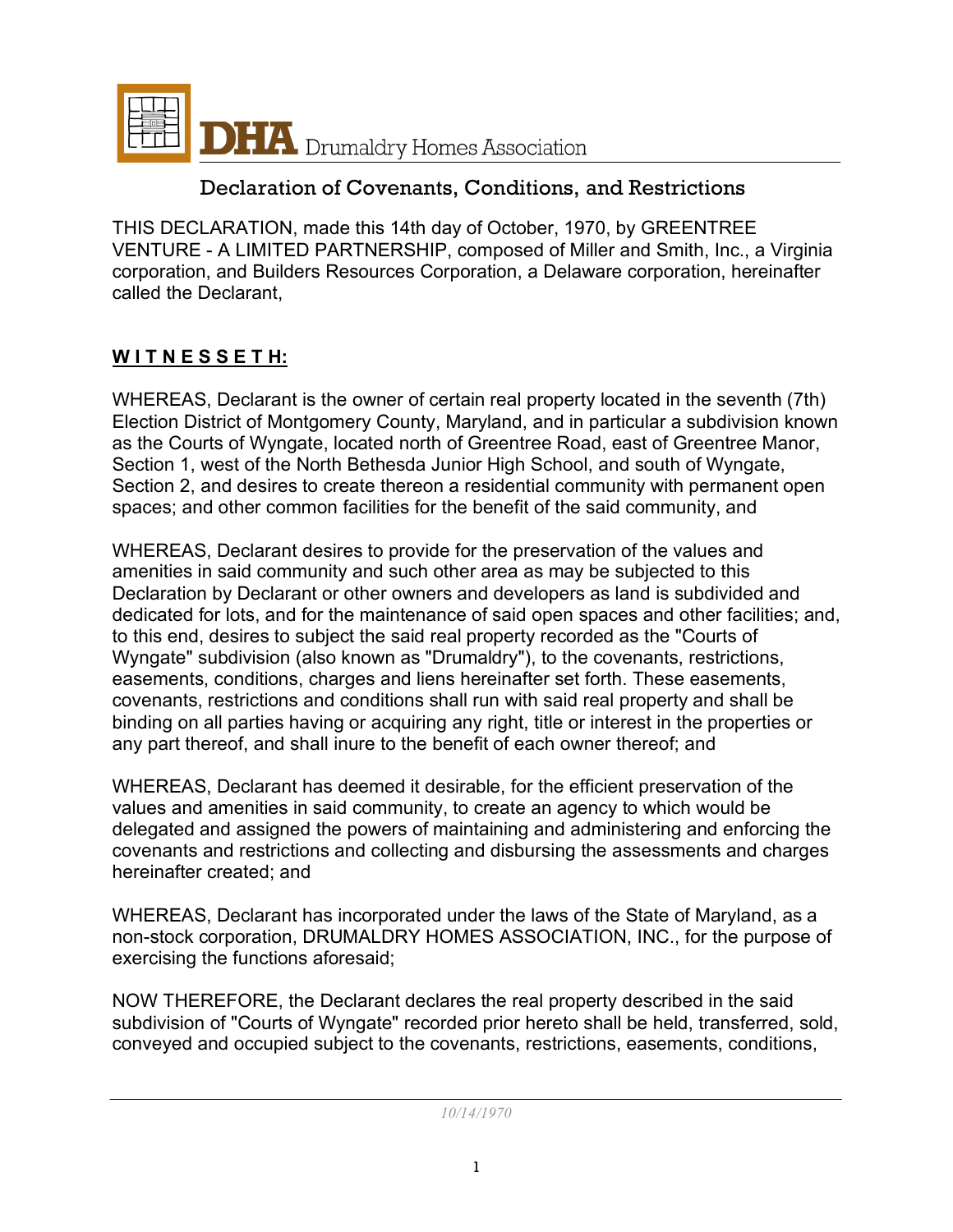DHA Drumaldry Homes Association

# Declaration of Covenants, Conditions, and Restrictions

THIS DECLARATION, made this 14th day of October, 1970, by GREENTREE VENTURE - A LIMITED PARTNERSHIP, composed of Miller and Smith, Inc., a Virginia corporation, and Builders Resources Corporation, a Delaware corporation, hereinafter called the Declarant,

**W I T N E S S E T H:**

WHEREAS, Declarant is the owner of certain real property located in the seventh (7th) Election District of Montgomery County, Maryland, and in particular a subdivision known as the Courts of Wyngate, located north of Greentree Road, east of Greentree Manor, Section 1, west of the North Bethesda Junior High School, and south of Wyngate, Section 2, and desires to create thereon a residential community with permanent open spaces; and other common facilities for the benefit of the said community, and

WHEREAS, Declarant desires to provide for the preservation of the values and amenities in said community and such other area as may be subjected to this Declaration by Declarant or other owners and developers as land is subdivided and dedicated for lots, and for the maintenance of said open spaces and other facilities; and, to this end, desires to subject the said real property recorded as the "Courts of Wyngate" subdivision (also known as "Drumaldry"), to the covenants, restrictions, easements, conditions, charges and liens hereinafter set forth. These easements, covenants, restrictions and conditions shall run with said real property and shall be binding on all parties having or acquiring any right, title or interest in the properties or any part thereof, and shall inure to the benefit of each owner thereof; and

WHEREAS, Declarant has deemed it desirable, for the efficient preservation of the values and amenities in said community, to create an agency to which would be delegated and assigned the powers of maintaining and administering and enforcing the covenants and restrictions and collecting and disbursing the assessments and charges hereinafter created; and

WHEREAS, Declarant has incorporated under the laws of the State of Maryland, as a non-stock corporation, DRUMALDRY HOMES ASSOCIATION, INC., for the purpose of exercising the functions aforesaid;

NOW THEREFORE, the Declarant declares the real property described in the said subdivision of "Courts of Wyngate" recorded prior hereto shall be held, transferred, sold, conveyed and occupied subject to the covenants, restrictions, easements, conditions,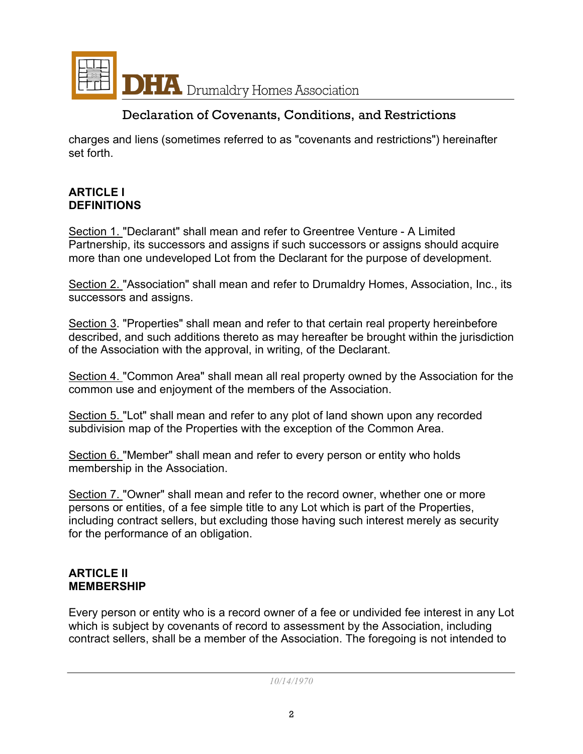charges and liens (sometimes referred to as "covenants and restrictions") hereinafter set forth.

## ARTICLE I
## DEFINITIONS

Section 1. "Declarant" shall mean and refer to Greentree Venture - A Limited Partnership, its successors and assigns if such successors or assigns should acquire more than one undeveloped Lot from the Declarant for the purpose of development.

Section 2. "Association" shall mean and refer to Drumaldry Homes, Association, Inc., its successors and assigns.

Section 3. "Properties" shall mean and refer to that certain real property hereinbefore described, and such additions thereto as may hereafter be brought within the jurisdiction of the Association with the approval, in writing, of the Declarant.

Section 4. "Common Area" shall mean all real property owned by the Association for the common use and enjoyment of the members of the Association.

Section 5. "Lot" shall mean and refer to any plot of land shown upon any recorded subdivision map of the Properties with the exception of the Common Area.

Section 6. "Member" shall mean and refer to every person or entity who holds membership in the Association.

Section 7. "Owner" shall mean and refer to the record owner, whether one or more persons or entities, of a fee simple title to any Lot which is part of the Properties, including contract sellers, but excluding those having such interest merely as security for the performance of an obligation.

## ARTICLE II
## MEMBERSHIP

Every person or entity who is a record owner of a fee or undivided fee interest in any Lot which is subject by covenants of record to assessment by the Association, including contract sellers, shall be a member of the Association. The foregoing is not intended to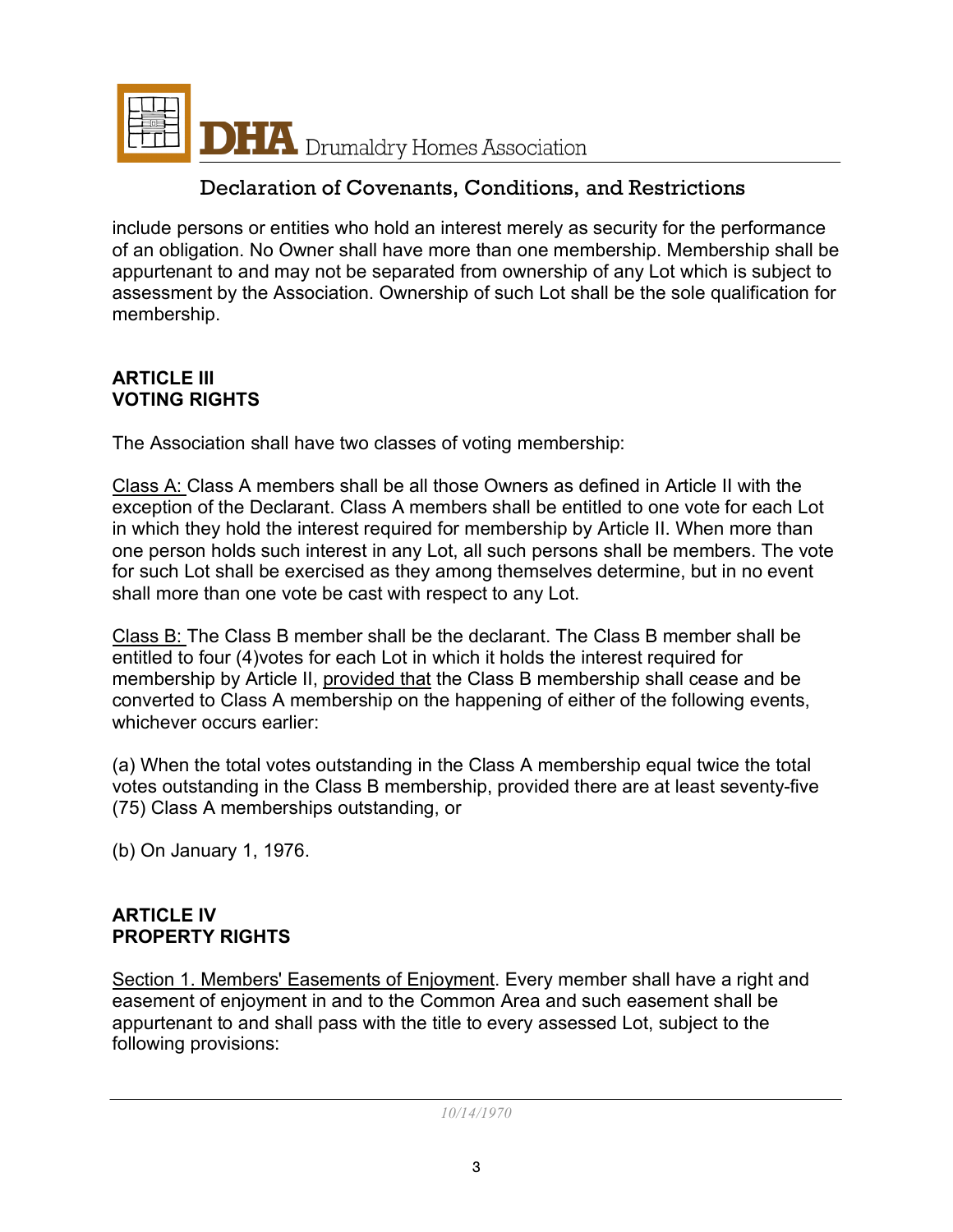include persons or entities who hold an interest merely as security for the performance of an obligation. No Owner shall have more than one membership. Membership shall be appurtenant to and may not be separated from ownership of any Lot which is subject to assessment by the Association. Ownership of such Lot shall be the sole qualification for membership.

**ARTICLE III**
**VOTING RIGHTS**

The Association shall have two classes of voting membership:

Class A: Class A members shall be all those Owners as defined in Article II with the exception of the Declarant. Class A members shall be entitled to one vote for each Lot in which they hold the interest required for membership by Article II. When more than one person holds such interest in any Lot, all such persons shall be members. The vote for such Lot shall be exercised as they among themselves determine, but in no event shall more than one vote be cast with respect to any Lot.

Class B: The Class B member shall be the declarant. The Class B member shall be entitled to four (4)votes for each Lot in which it holds the interest required for membership by Article II, provided that the Class B membership shall cease and be converted to Class A membership on the happening of either of the following events, whichever occurs earlier:

(a) When the total votes outstanding in the Class A membership equal twice the total votes outstanding in the Class B membership, provided there are at least seventy-five (75) Class A memberships outstanding, or

(b) On January 1, 1976.

**ARTICLE IV**
**PROPERTY RIGHTS**

Section 1. Members' Easements of Enjoyment. Every member shall have a right and easement of enjoyment in and to the Common Area and such easement shall be appurtenant to and shall pass with the title to every assessed Lot, subject to the following provisions: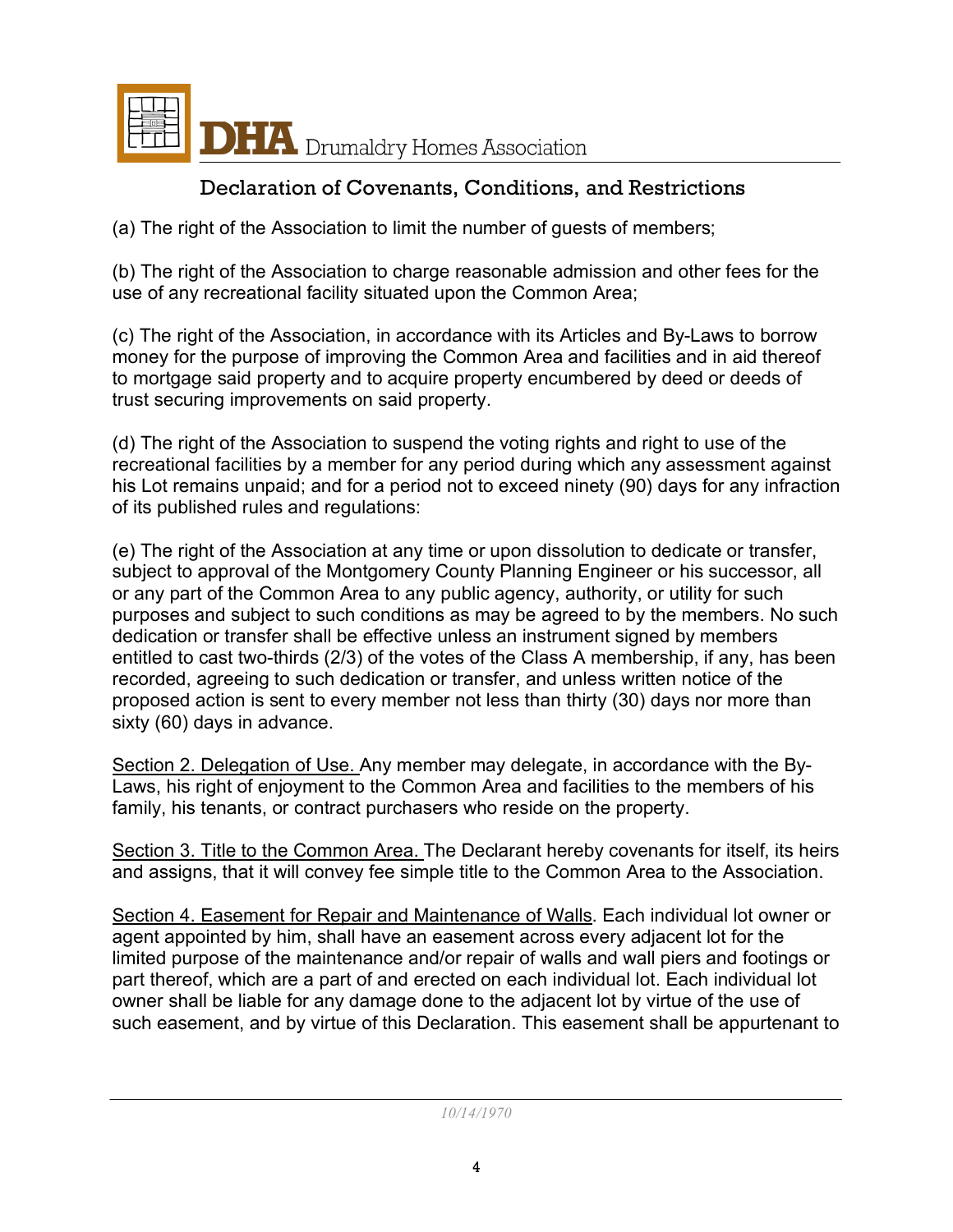(a) The right of the Association to limit the number of guests of members;

(b) The right of the Association to charge reasonable admission and other fees for the use of any recreational facility situated upon the Common Area;

(c) The right of the Association, in accordance with its Articles and By-Laws to borrow money for the purpose of improving the Common Area and facilities and in aid thereof to mortgage said property and to acquire property encumbered by deed or deeds of trust securing improvements on said property.

(d) The right of the Association to suspend the voting rights and right to use of the recreational facilities by a member for any period during which any assessment against his Lot remains unpaid; and for a period not to exceed ninety (90) days for any infraction of its published rules and regulations:

(e) The right of the Association at any time or upon dissolution to dedicate or transfer, subject to approval of the Montgomery County Planning Engineer or his successor, all or any part of the Common Area to any public agency, authority, or utility for such purposes and subject to such conditions as may be agreed to by the members. No such dedication or transfer shall be effective unless an instrument signed by members entitled to cast two-thirds (2/3) of the votes of the Class A membership, if any, has been recorded, agreeing to such dedication or transfer, and unless written notice of the proposed action is sent to every member not less than thirty (30) days nor more than sixty (60) days in advance.

Section 2. Delegation of Use. Any member may delegate, in accordance with the By-Laws, his right of enjoyment to the Common Area and facilities to the members of his family, his tenants, or contract purchasers who reside on the property.

Section 3. Title to the Common Area. The Declarant hereby covenants for itself, its heirs and assigns, that it will convey fee simple title to the Common Area to the Association.

Section 4. Easement for Repair and Maintenance of Walls. Each individual lot owner or agent appointed by him, shall have an easement across every adjacent lot for the limited purpose of the maintenance and/or repair of walls and wall piers and footings or part thereof, which are a part of and erected on each individual lot. Each individual lot owner shall be liable for any damage done to the adjacent lot by virtue of the use of such easement, and by virtue of this Declaration. This easement shall be appurtenant to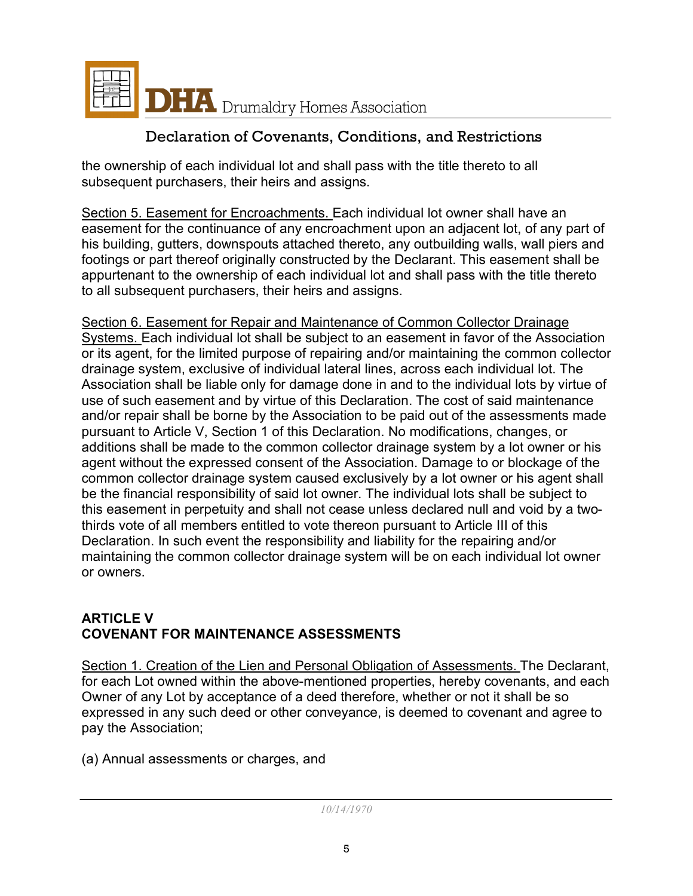the ownership of each individual lot and shall pass with the title thereto to all subsequent purchasers, their heirs and assigns.

Section 5. Easement for Encroachments. Each individual lot owner shall have an easement for the continuance of any encroachment upon an adjacent lot, of any part of his building, gutters, downspouts attached thereto, any outbuilding walls, wall piers and footings or part thereof originally constructed by the Declarant. This easement shall be appurtenant to the ownership of each individual lot and shall pass with the title thereto to all subsequent purchasers, their heirs and assigns.

Section 6. Easement for Repair and Maintenance of Common Collector Drainage Systems. Each individual lot shall be subject to an easement in favor of the Association or its agent, for the limited purpose of repairing and/or maintaining the common collector drainage system, exclusive of individual lateral lines, across each individual lot. The Association shall be liable only for damage done in and to the individual lots by virtue of use of such easement and by virtue of this Declaration. The cost of said maintenance and/or repair shall be borne by the Association to be paid out of the assessments made pursuant to Article V, Section 1 of this Declaration. No modifications, changes, or additions shall be made to the common collector drainage system by a lot owner or his agent without the expressed consent of the Association. Damage to or blockage of the common collector drainage system caused exclusively by a lot owner or his agent shall be the financial responsibility of said lot owner. The individual lots shall be subject to this easement in perpetuity and shall not cease unless declared null and void by a two-thirds vote of all members entitled to vote thereon pursuant to Article III of this Declaration. In such event the responsibility and liability for the repairing and/or maintaining the common collector drainage system will be on each individual lot owner or owners.

## ARTICLE V
## COVENANT FOR MAINTENANCE ASSESSMENTS

Section 1. Creation of the Lien and Personal Obligation of Assessments. The Declarant, for each Lot owned within the above-mentioned properties, hereby covenants, and each Owner of any Lot by acceptance of a deed therefore, whether or not it shall be so expressed in any such deed or other conveyance, is deemed to covenant and agree to pay the Association;

(a) Annual assessments or charges, and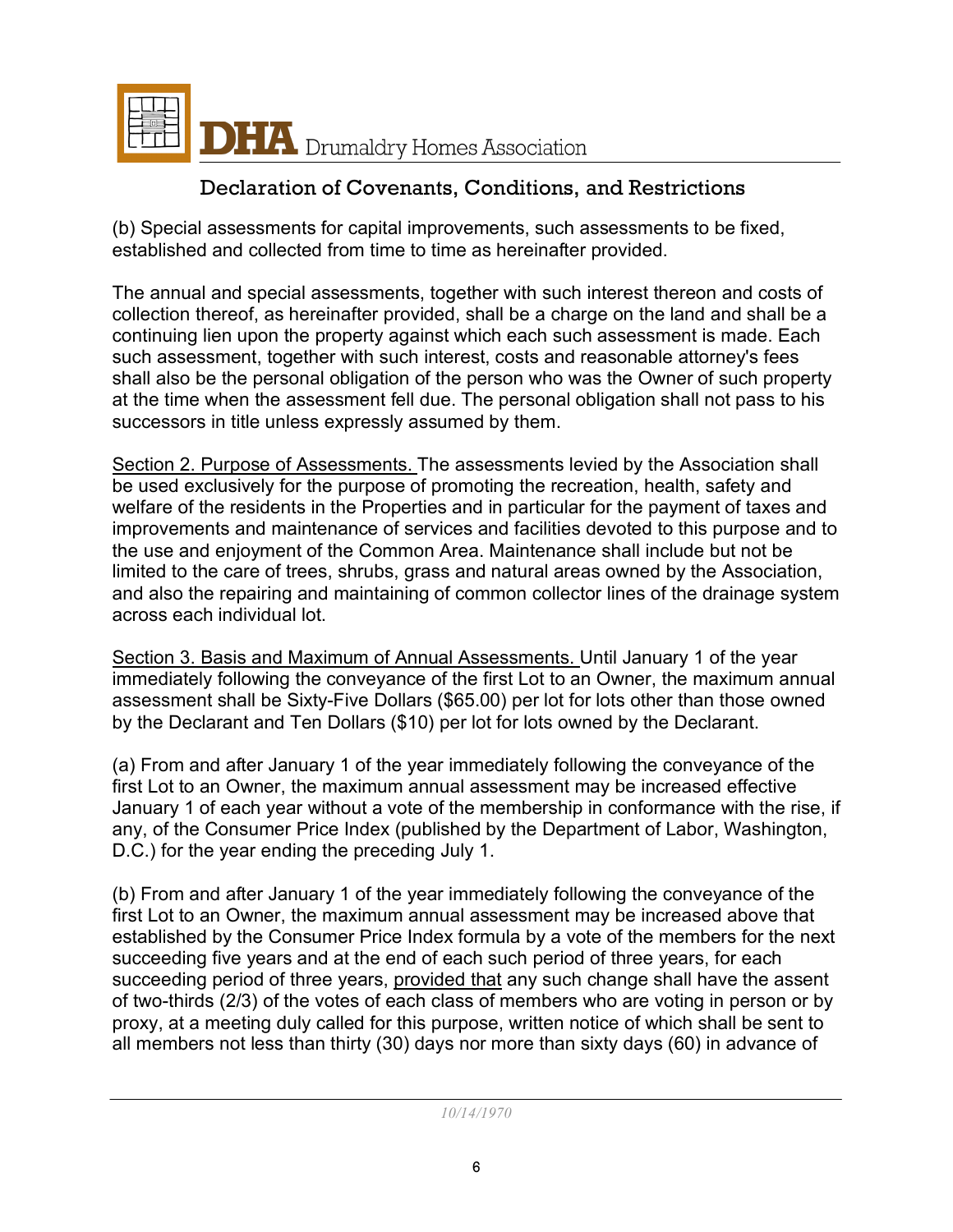(b) Special assessments for capital improvements, such assessments to be fixed, established and collected from time to time as hereinafter provided.

The annual and special assessments, together with such interest thereon and costs of collection thereof, as hereinafter provided, shall be a charge on the land and shall be a continuing lien upon the property against which each such assessment is made. Each such assessment, together with such interest, costs and reasonable attorney's fees shall also be the personal obligation of the person who was the Owner of such property at the time when the assessment fell due. The personal obligation shall not pass to his successors in title unless expressly assumed by them.

Section 2. Purpose of Assessments. The assessments levied by the Association shall be used exclusively for the purpose of promoting the recreation, health, safety and welfare of the residents in the Properties and in particular for the payment of taxes and improvements and maintenance of services and facilities devoted to this purpose and to the use and enjoyment of the Common Area. Maintenance shall include but not be limited to the care of trees, shrubs, grass and natural areas owned by the Association, and also the repairing and maintaining of common collector lines of the drainage system across each individual lot.

Section 3. Basis and Maximum of Annual Assessments. Until January 1 of the year immediately following the conveyance of the first Lot to an Owner, the maximum annual assessment shall be Sixty-Five Dollars ($65.00) per lot for lots other than those owned by the Declarant and Ten Dollars ($10) per lot for lots owned by the Declarant.

(a) From and after January 1 of the year immediately following the conveyance of the first Lot to an Owner, the maximum annual assessment may be increased effective January 1 of each year without a vote of the membership in conformance with the rise, if any, of the Consumer Price Index (published by the Department of Labor, Washington, D.C.) for the year ending the preceding July 1.

(b) From and after January 1 of the year immediately following the conveyance of the first Lot to an Owner, the maximum annual assessment may be increased above that established by the Consumer Price Index formula by a vote of the members for the next succeeding five years and at the end of each such period of three years, for each succeeding period of three years, provided that any such change shall have the assent of two-thirds (2/3) of the votes of each class of members who are voting in person or by proxy, at a meeting duly called for this purpose, written notice of which shall be sent to all members not less than thirty (30) days nor more than sixty days (60) in advance of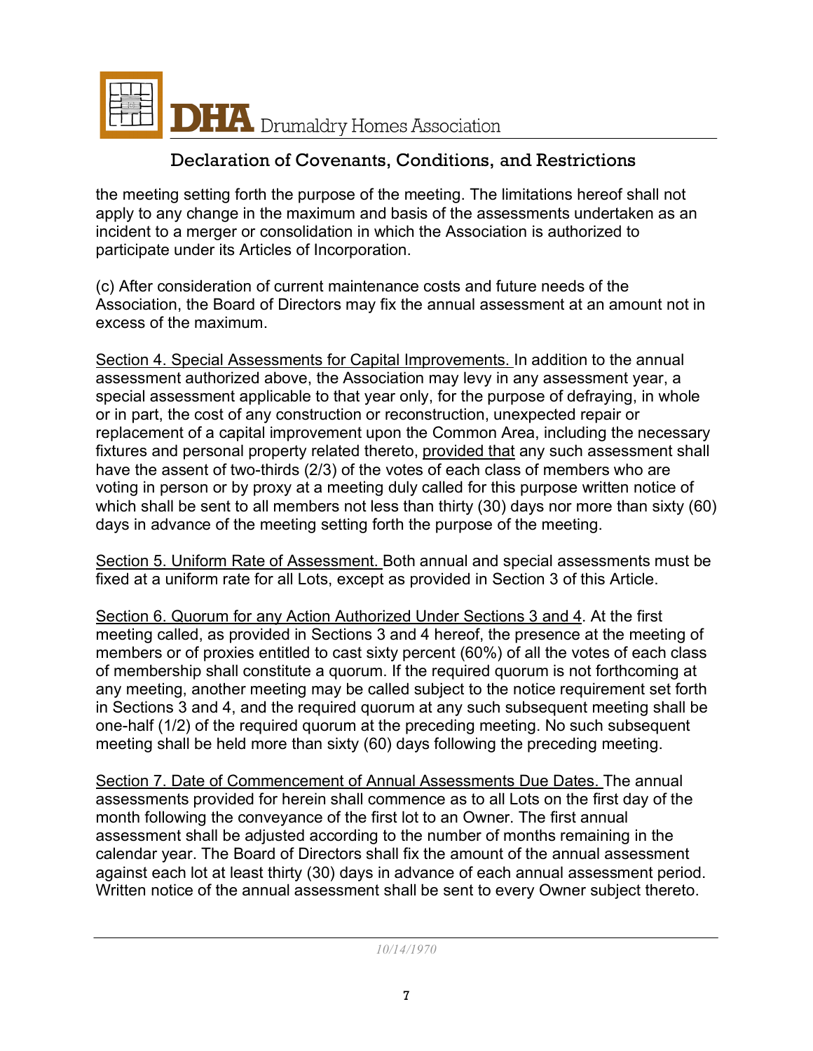the meeting setting forth the purpose of the meeting. The limitations hereof shall not apply to any change in the maximum and basis of the assessments undertaken as an incident to a merger or consolidation in which the Association is authorized to participate under its Articles of Incorporation.

(c) After consideration of current maintenance costs and future needs of the Association, the Board of Directors may fix the annual assessment at an amount not in excess of the maximum.

<u>Section 4. Special Assessments for Capital Improvements.</u> In addition to the annual assessment authorized above, the Association may levy in any assessment year, a special assessment applicable to that year only, for the purpose of defraying, in whole or in part, the cost of any construction or reconstruction, unexpected repair or replacement of a capital improvement upon the Common Area, including the necessary fixtures and personal property related thereto, <u>provided that</u> any such assessment shall have the assent of two-thirds (2/3) of the votes of each class of members who are voting in person or by proxy at a meeting duly called for this purpose written notice of which shall be sent to all members not less than thirty (30) days nor more than sixty (60) days in advance of the meeting setting forth the purpose of the meeting.

<u>Section 5. Uniform Rate of Assessment.</u> Both annual and special assessments must be fixed at a uniform rate for all Lots, except as provided in Section 3 of this Article.

<u>Section 6. Quorum for any Action Authorized Under Sections 3 and 4</u>. At the first meeting called, as provided in Sections 3 and 4 hereof, the presence at the meeting of members or of proxies entitled to cast sixty percent (60%) of all the votes of each class of membership shall constitute a quorum. If the required quorum is not forthcoming at any meeting, another meeting may be called subject to the notice requirement set forth in Sections 3 and 4, and the required quorum at any such subsequent meeting shall be one-half (1/2) of the required quorum at the preceding meeting. No such subsequent meeting shall be held more than sixty (60) days following the preceding meeting.

<u>Section 7. Date of Commencement of Annual Assessments Due Dates.</u> The annual assessments provided for herein shall commence as to all Lots on the first day of the month following the conveyance of the first lot to an Owner. The first annual assessment shall be adjusted according to the number of months remaining in the calendar year. The Board of Directors shall fix the amount of the annual assessment against each lot at least thirty (30) days in advance of each annual assessment period. Written notice of the annual assessment shall be sent to every Owner subject thereto.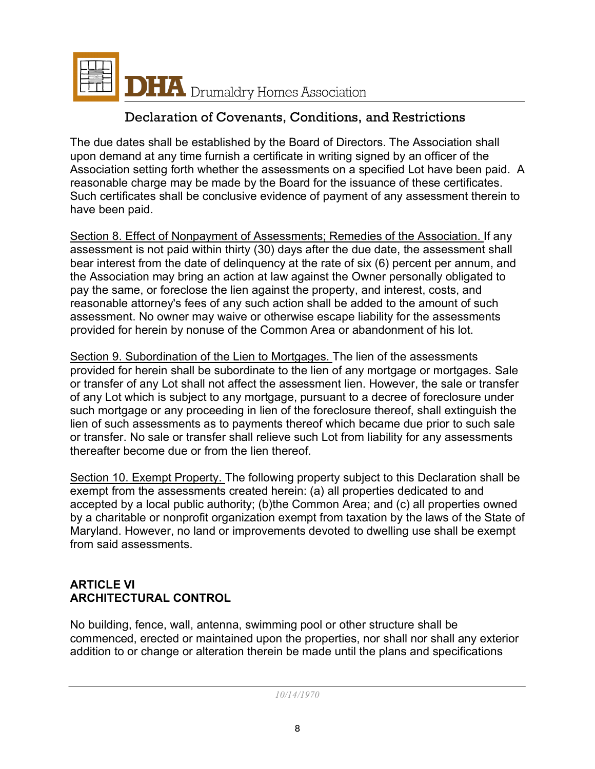The due dates shall be established by the Board of Directors. The Association shall upon demand at any time furnish a certificate in writing signed by an officer of the Association setting forth whether the assessments on a specified Lot have been paid. A reasonable charge may be made by the Board for the issuance of these certificates. Such certificates shall be conclusive evidence of payment of any assessment therein to have been paid.

Section 8. Effect of Nonpayment of Assessments; Remedies of the Association. If any assessment is not paid within thirty (30) days after the due date, the assessment shall bear interest from the date of delinquency at the rate of six (6) percent per annum, and the Association may bring an action at law against the Owner personally obligated to pay the same, or foreclose the lien against the property, and interest, costs, and reasonable attorney's fees of any such action shall be added to the amount of such assessment. No owner may waive or otherwise escape liability for the assessments provided for herein by nonuse of the Common Area or abandonment of his lot.

Section 9. Subordination of the Lien to Mortgages. The lien of the assessments provided for herein shall be subordinate to the lien of any mortgage or mortgages. Sale or transfer of any Lot shall not affect the assessment lien. However, the sale or transfer of any Lot which is subject to any mortgage, pursuant to a decree of foreclosure under such mortgage or any proceeding in lien of the foreclosure thereof, shall extinguish the lien of such assessments as to payments thereof which became due prior to such sale or transfer. No sale or transfer shall relieve such Lot from liability for any assessments thereafter become due or from the lien thereof.

Section 10. Exempt Property. The following property subject to this Declaration shall be exempt from the assessments created herein: (a) all properties dedicated to and accepted by a local public authority; (b)the Common Area; and (c) all properties owned by a charitable or nonprofit organization exempt from taxation by the laws of the State of Maryland. However, no land or improvements devoted to dwelling use shall be exempt from said assessments.

## ARTICLE VI
## ARCHITECTURAL CONTROL

No building, fence, wall, antenna, swimming pool or other structure shall be commenced, erected or maintained upon the properties, nor shall nor shall any exterior addition to or change or alteration therein be made until the plans and specifications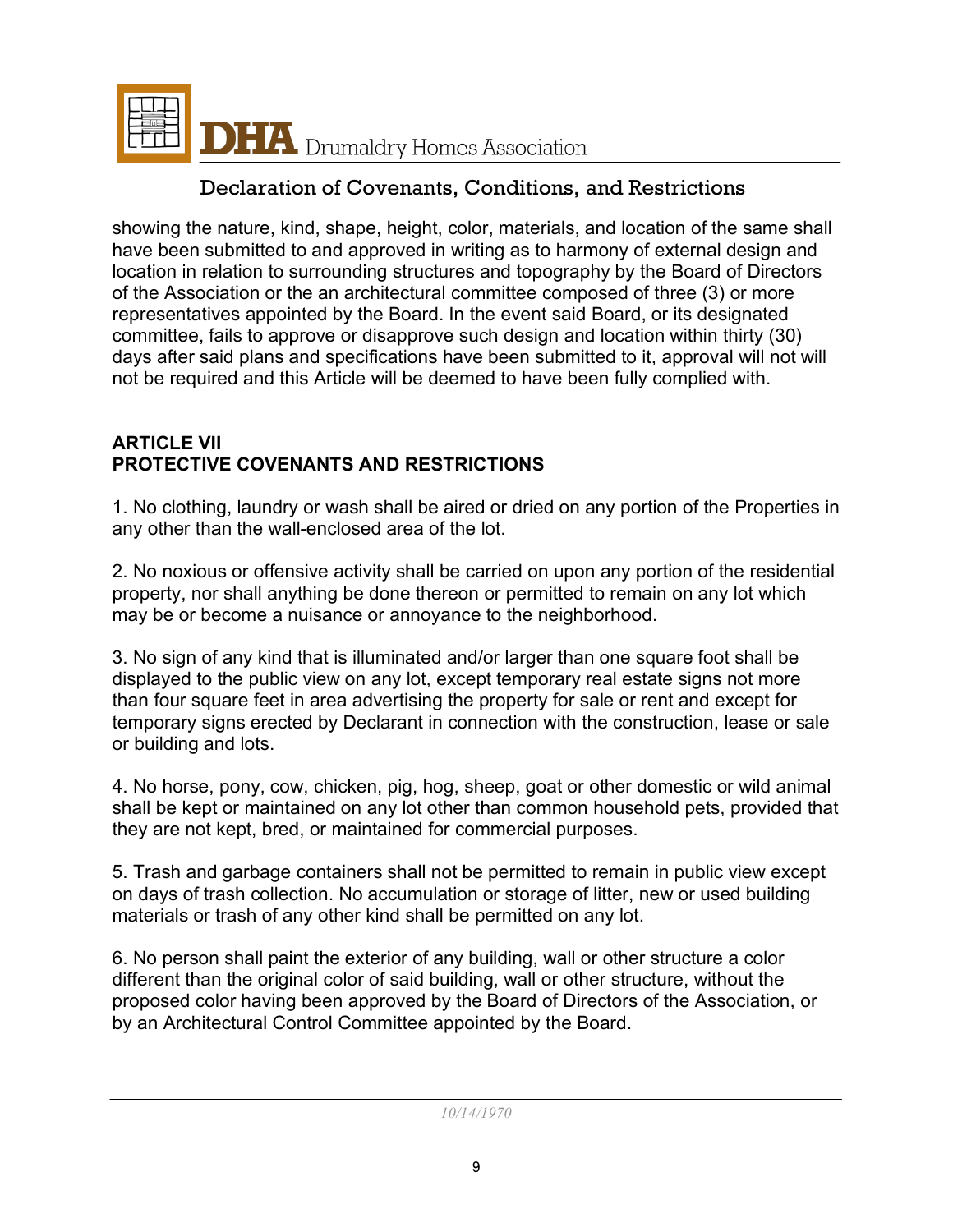showing the nature, kind, shape, height, color, materials, and location of the same shall have been submitted to and approved in writing as to harmony of external design and location in relation to surrounding structures and topography by the Board of Directors of the Association or the an architectural committee composed of three (3) or more representatives appointed by the Board. In the event said Board, or its designated committee, fails to approve or disapprove such design and location within thirty (30) days after said plans and specifications have been submitted to it, approval will not will not be required and this Article will be deemed to have been fully complied with.

## ARTICLE VII
## PROTECTIVE COVENANTS AND RESTRICTIONS

1. No clothing, laundry or wash shall be aired or dried on any portion of the Properties in any other than the wall-enclosed area of the lot.

2. No noxious or offensive activity shall be carried on upon any portion of the residential property, nor shall anything be done thereon or permitted to remain on any lot which may be or become a nuisance or annoyance to the neighborhood.

3. No sign of any kind that is illuminated and/or larger than one square foot shall be displayed to the public view on any lot, except temporary real estate signs not more than four square feet in area advertising the property for sale or rent and except for temporary signs erected by Declarant in connection with the construction, lease or sale or building and lots.

4. No horse, pony, cow, chicken, pig, hog, sheep, goat or other domestic or wild animal shall be kept or maintained on any lot other than common household pets, provided that they are not kept, bred, or maintained for commercial purposes.

5. Trash and garbage containers shall not be permitted to remain in public view except on days of trash collection. No accumulation or storage of litter, new or used building materials or trash of any other kind shall be permitted on any lot.

6. No person shall paint the exterior of any building, wall or other structure a color different than the original color of said building, wall or other structure, without the proposed color having been approved by the Board of Directors of the Association, or by an Architectural Control Committee appointed by the Board.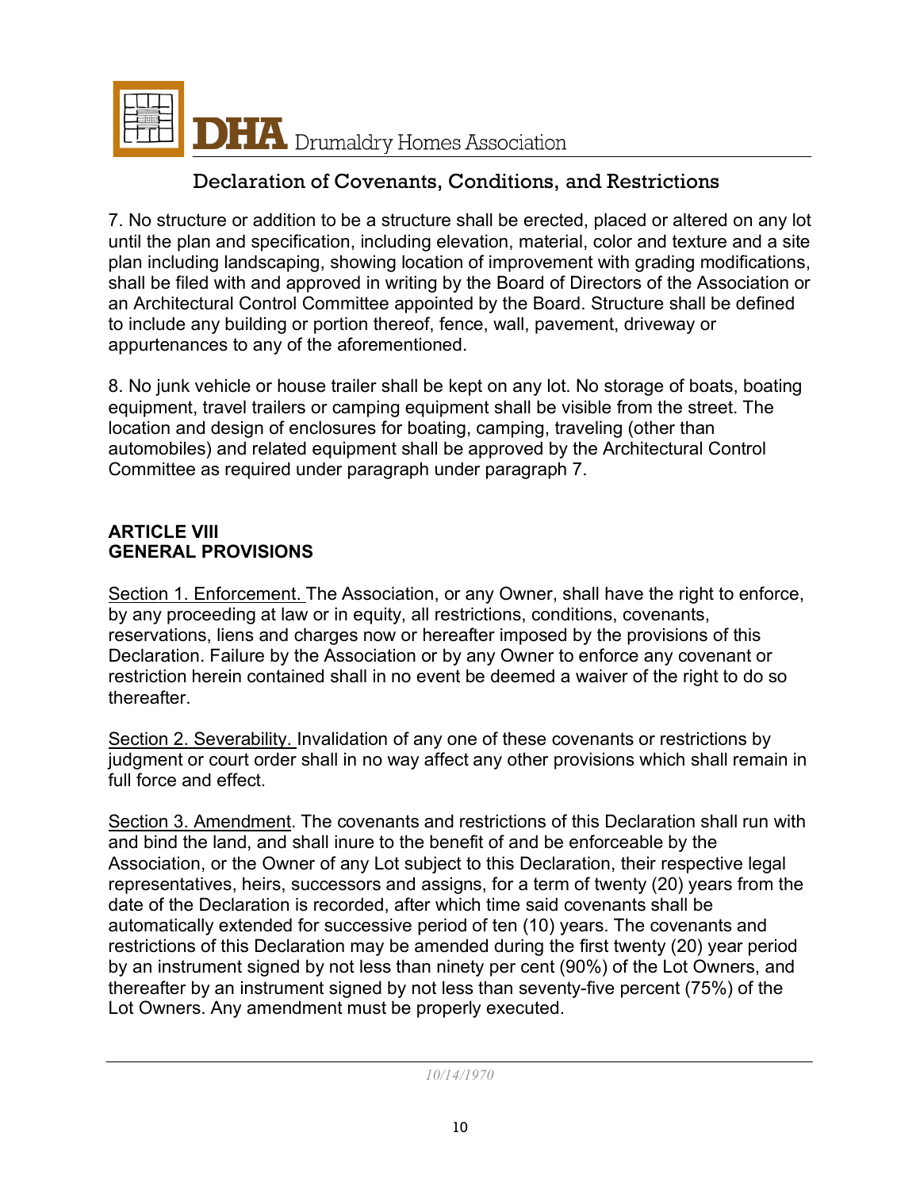7. No structure or addition to be a structure shall be erected, placed or altered on any lot until the plan and specification, including elevation, material, color and texture and a site plan including landscaping, showing location of improvement with grading modifications, shall be filed with and approved in writing by the Board of Directors of the Association or an Architectural Control Committee appointed by the Board. Structure shall be defined to include any building or portion thereof, fence, wall, pavement, driveway or appurtenances to any of the aforementioned.

8. No junk vehicle or house trailer shall be kept on any lot. No storage of boats, boating equipment, travel trailers or camping equipment shall be visible from the street. The location and design of enclosures for boating, camping, traveling (other than automobiles) and related equipment shall be approved by the Architectural Control Committee as required under paragraph under paragraph 7.

**ARTICLE VIII**
**GENERAL PROVISIONS**

Section 1. Enforcement. The Association, or any Owner, shall have the right to enforce, by any proceeding at law or in equity, all restrictions, conditions, covenants, reservations, liens and charges now or hereafter imposed by the provisions of this Declaration. Failure by the Association or by any Owner to enforce any covenant or restriction herein contained shall in no event be deemed a waiver of the right to do so thereafter.

Section 2. Severability. Invalidation of any one of these covenants or restrictions by judgment or court order shall in no way affect any other provisions which shall remain in full force and effect.

Section 3. Amendment. The covenants and restrictions of this Declaration shall run with and bind the land, and shall inure to the benefit of and be enforceable by the Association, or the Owner of any Lot subject to this Declaration, their respective legal representatives, heirs, successors and assigns, for a term of twenty (20) years from the date of the Declaration is recorded, after which time said covenants shall be automatically extended for successive period of ten (10) years. The covenants and restrictions of this Declaration may be amended during the first twenty (20) year period by an instrument signed by not less than ninety per cent (90%) of the Lot Owners, and thereafter by an instrument signed by not less than seventy-five percent (75%) of the Lot Owners. Any amendment must be properly executed.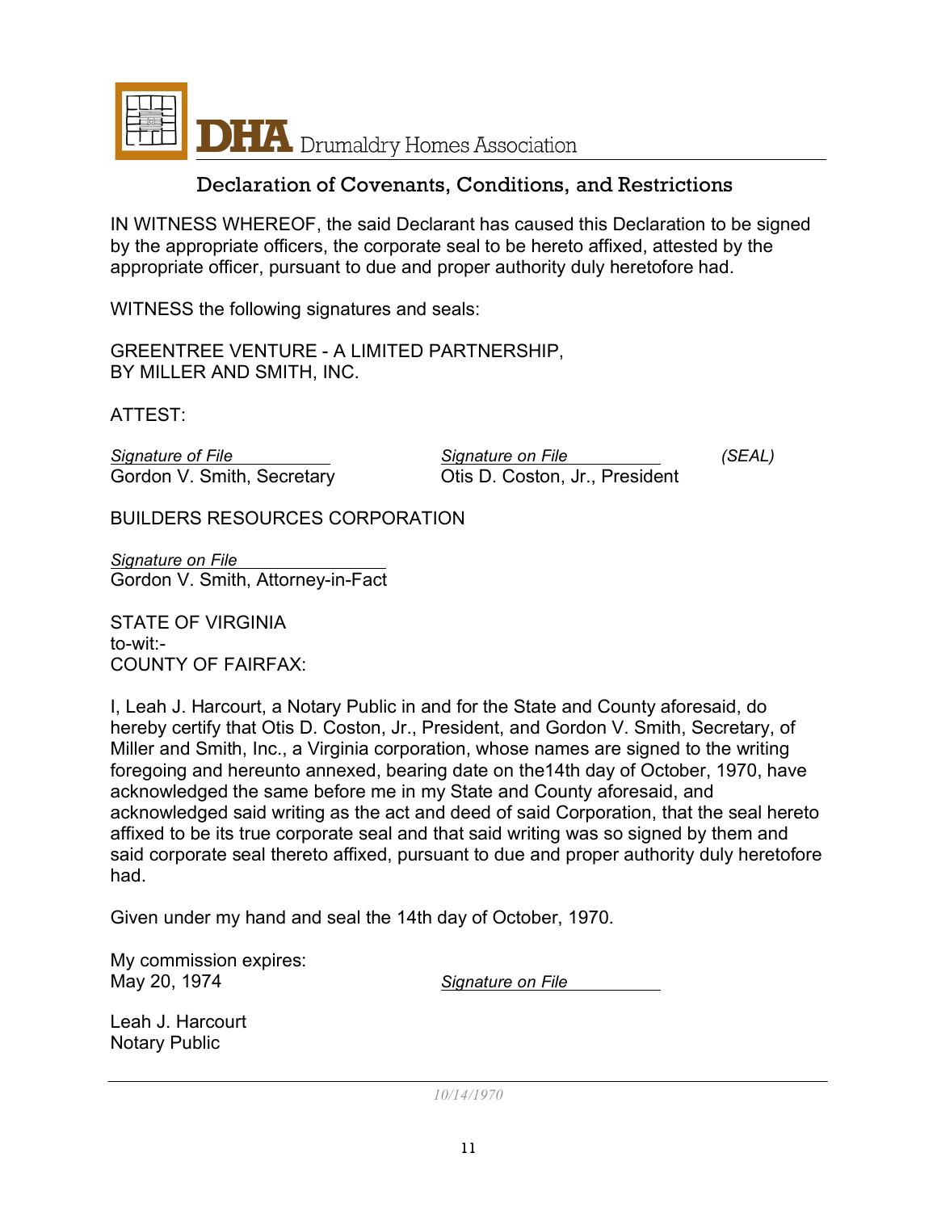## Declaration of Covenants, Conditions, and Restrictions

IN WITNESS WHEREOF, the said Declarant has caused this Declaration to be signed by the appropriate officers, the corporate seal to be hereto affixed, attested by the appropriate officer, pursuant to due and proper authority duly heretofore had.

WITNESS the following signatures and seals:

GREENTREE VENTURE - A LIMITED PARTNERSHIP,
BY MILLER AND SMITH, INC.

ATTEST:

*Signature of File*
Gordon V. Smith, Secretary

*Signature on File* (SEAL)
Otis D. Coston, Jr., President

BUILDERS RESOURCES CORPORATION

*Signature on File*
Gordon V. Smith, Attorney-in-Fact

STATE OF VIRGINIA
to-wit:-
COUNTY OF FAIRFAX:

I, Leah J. Harcourt, a Notary Public in and for the State and County aforesaid, do hereby certify that Otis D. Coston, Jr., President, and Gordon V. Smith, Secretary, of Miller and Smith, Inc., a Virginia corporation, whose names are signed to the writing foregoing and hereunto annexed, bearing date on the14th day of October, 1970, have acknowledged the same before me in my State and County aforesaid, and acknowledged said writing as the act and deed of said Corporation, that the seal hereto affixed to be its true corporate seal and that said writing was so signed by them and said corporate seal thereto affixed, pursuant to due and proper authority duly heretofore had.

Given under my hand and seal the 14th day of October, 1970.

My commission expires:
May 20, 1974

*Signature on File*

Leah J. Harcourt
Notary Public